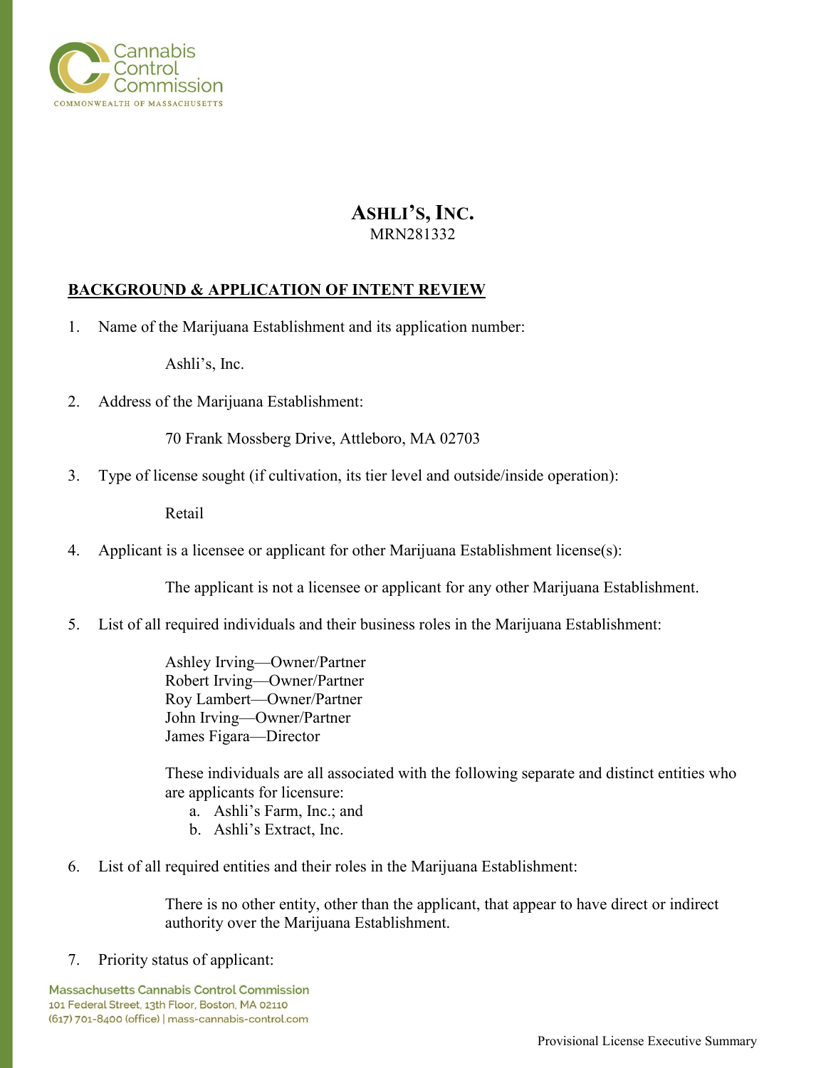# ASHLI'S, INC.

MRN281332

## BACKGROUND & APPLICATION OF INTENT REVIEW

1. Name of the Marijuana Establishment and its application number:

   Ashli's, Inc.

2. Address of the Marijuana Establishment:

   70 Frank Mossberg Drive, Attleboro, MA 02703

3. Type of license sought (if cultivation, its tier level and outside/inside operation):

   Retail

4. Applicant is a licensee or applicant for other Marijuana Establishment license(s):

   The applicant is not a licensee or applicant for any other Marijuana Establishment.

5. List of all required individuals and their business roles in the Marijuana Establishment:

   Ashley Irving—Owner/Partner
   Robert Irving—Owner/Partner
   Roy Lambert—Owner/Partner
   John Irving—Owner/Partner
   James Figara—Director

   These individuals are all associated with the following separate and distinct entities who are applicants for licensure:
   a. Ashli's Farm, Inc.; and
   b. Ashli's Extract, Inc.

6. List of all required entities and their roles in the Marijuana Establishment:

   There is no other entity, other than the applicant, that appear to have direct or indirect authority over the Marijuana Establishment.

7. Priority status of applicant: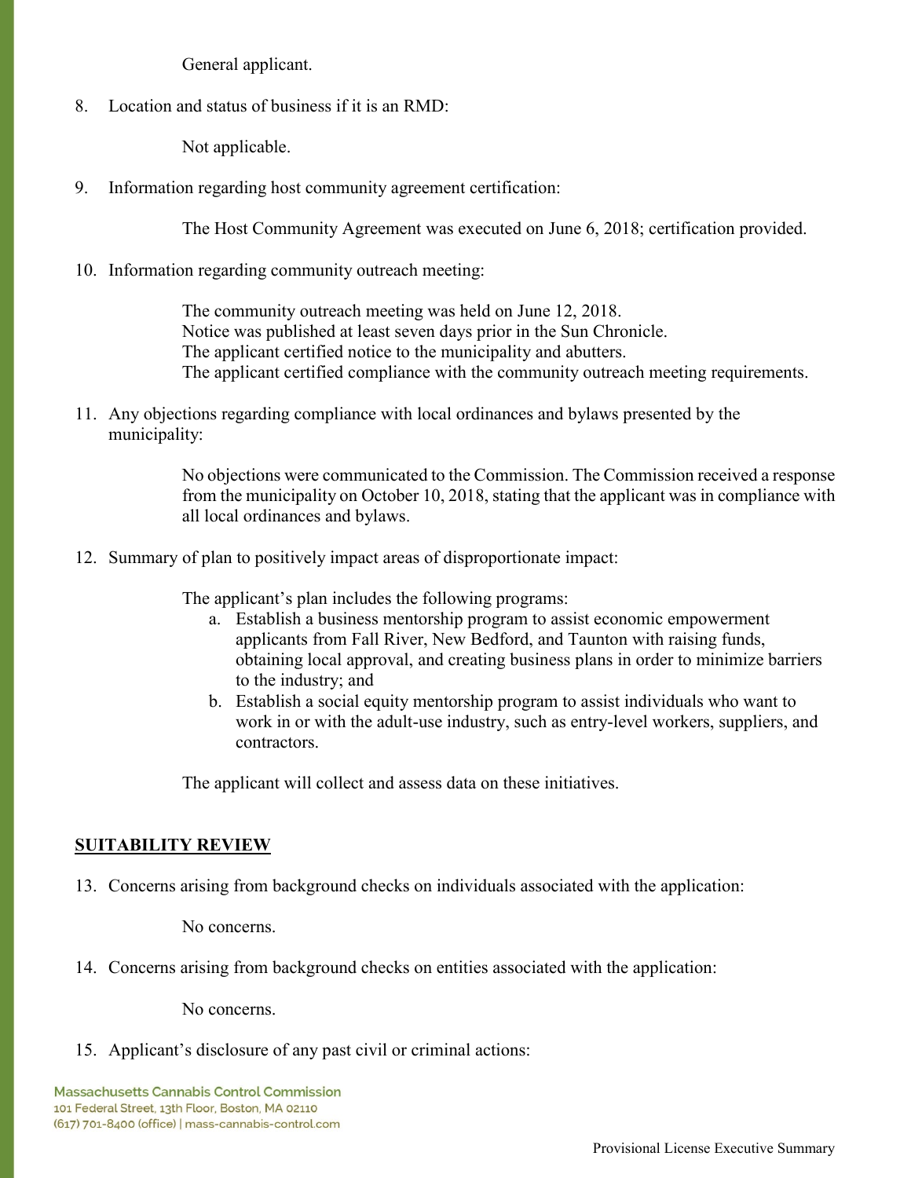General applicant.

8. Location and status of business if it is an RMD:

   Not applicable.

9. Information regarding host community agreement certification:

   The Host Community Agreement was executed on June 6, 2018; certification provided.

10. Information regarding community outreach meeting:

    The community outreach meeting was held on June 12, 2018.
    Notice was published at least seven days prior in the Sun Chronicle.
    The applicant certified notice to the municipality and abutters.
    The applicant certified compliance with the community outreach meeting requirements.

11. Any objections regarding compliance with local ordinances and bylaws presented by the municipality:

    No objections were communicated to the Commission. The Commission received a response from the municipality on October 10, 2018, stating that the applicant was in compliance with all local ordinances and bylaws.

12. Summary of plan to positively impact areas of disproportionate impact:

    The applicant's plan includes the following programs:
    a. Establish a business mentorship program to assist economic empowerment applicants from Fall River, New Bedford, and Taunton with raising funds, obtaining local approval, and creating business plans in order to minimize barriers to the industry; and
    b. Establish a social equity mentorship program to assist individuals who want to work in or with the adult-use industry, such as entry-level workers, suppliers, and contractors.

    The applicant will collect and assess data on these initiatives.

## SUITABILITY REVIEW

13. Concerns arising from background checks on individuals associated with the application:

    No concerns.

14. Concerns arising from background checks on entities associated with the application:

    No concerns.

15. Applicant's disclosure of any past civil or criminal actions: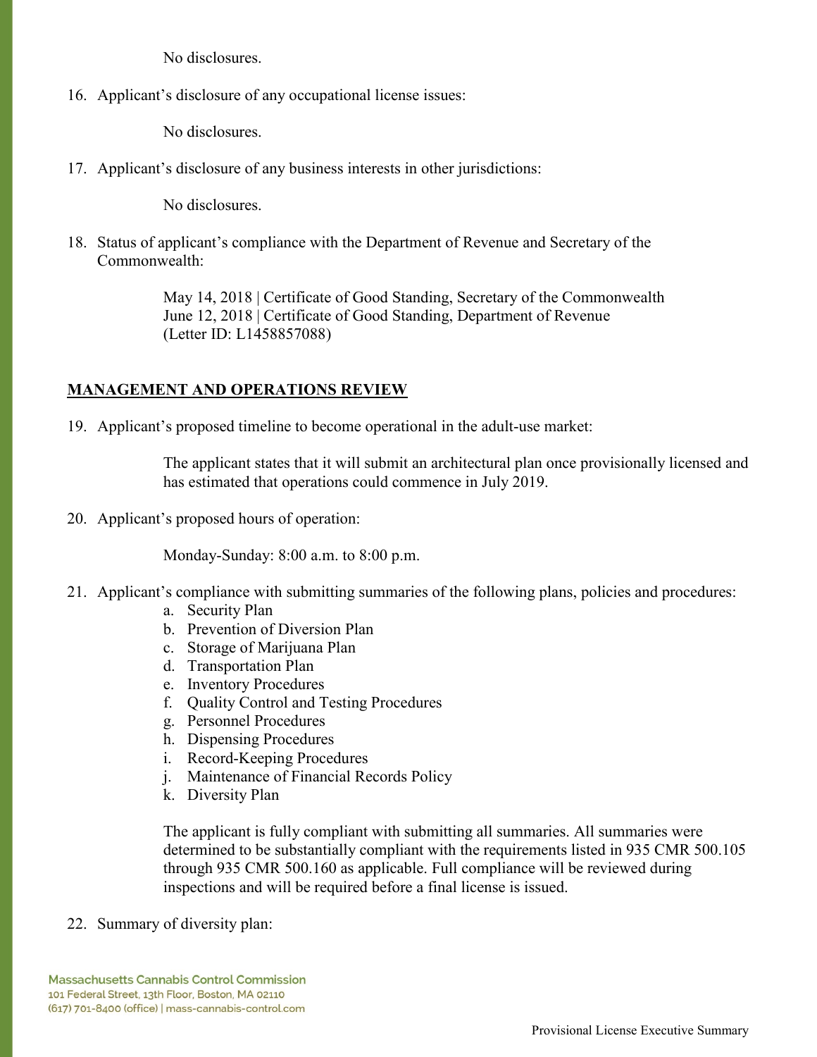No disclosures.

16. Applicant's disclosure of any occupational license issues:

    No disclosures.

17. Applicant's disclosure of any business interests in other jurisdictions:

    No disclosures.

18. Status of applicant's compliance with the Department of Revenue and Secretary of the Commonwealth:

    May 14, 2018 | Certificate of Good Standing, Secretary of the Commonwealth
    June 12, 2018 | Certificate of Good Standing, Department of Revenue
    (Letter ID: L1458857088)

**MANAGEMENT AND OPERATIONS REVIEW**

19. Applicant's proposed timeline to become operational in the adult-use market:

    The applicant states that it will submit an architectural plan once provisionally licensed and has estimated that operations could commence in July 2019.

20. Applicant's proposed hours of operation:

    Monday-Sunday: 8:00 a.m. to 8:00 p.m.

21. Applicant's compliance with submitting summaries of the following plans, policies and procedures:
    a. Security Plan
    b. Prevention of Diversion Plan
    c. Storage of Marijuana Plan
    d. Transportation Plan
    e. Inventory Procedures
    f. Quality Control and Testing Procedures
    g. Personnel Procedures
    h. Dispensing Procedures
    i. Record-Keeping Procedures
    j. Maintenance of Financial Records Policy
    k. Diversity Plan

    The applicant is fully compliant with submitting all summaries. All summaries were determined to be substantially compliant with the requirements listed in 935 CMR 500.105 through 935 CMR 500.160 as applicable. Full compliance will be reviewed during inspections and will be required before a final license is issued.

22. Summary of diversity plan: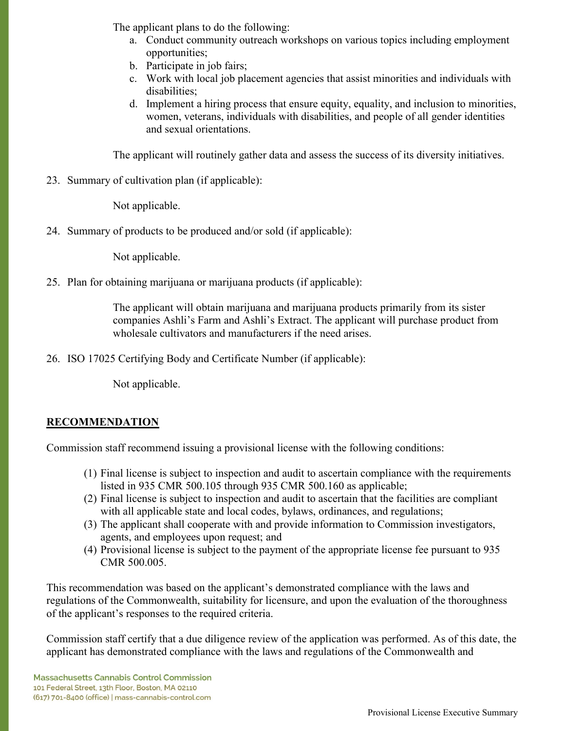The applicant plans to do the following:

a. Conduct community outreach workshops on various topics including employment opportunities;
b. Participate in job fairs;
c. Work with local job placement agencies that assist minorities and individuals with disabilities;
d. Implement a hiring process that ensure equity, equality, and inclusion to minorities, women, veterans, individuals with disabilities, and people of all gender identities and sexual orientations.

The applicant will routinely gather data and assess the success of its diversity initiatives.

23. Summary of cultivation plan (if applicable):

    Not applicable.

24. Summary of products to be produced and/or sold (if applicable):

    Not applicable.

25. Plan for obtaining marijuana or marijuana products (if applicable):

    The applicant will obtain marijuana and marijuana products primarily from its sister companies Ashli's Farm and Ashli's Extract. The applicant will purchase product from wholesale cultivators and manufacturers if the need arises.

26. ISO 17025 Certifying Body and Certificate Number (if applicable):

    Not applicable.

## RECOMMENDATION

Commission staff recommend issuing a provisional license with the following conditions:

(1) Final license is subject to inspection and audit to ascertain compliance with the requirements listed in 935 CMR 500.105 through 935 CMR 500.160 as applicable;
(2) Final license is subject to inspection and audit to ascertain that the facilities are compliant with all applicable state and local codes, bylaws, ordinances, and regulations;
(3) The applicant shall cooperate with and provide information to Commission investigators, agents, and employees upon request; and
(4) Provisional license is subject to the payment of the appropriate license fee pursuant to 935 CMR 500.005.

This recommendation was based on the applicant's demonstrated compliance with the laws and regulations of the Commonwealth, suitability for licensure, and upon the evaluation of the thoroughness of the applicant's responses to the required criteria.

Commission staff certify that a due diligence review of the application was performed. As of this date, the applicant has demonstrated compliance with the laws and regulations of the Commonwealth and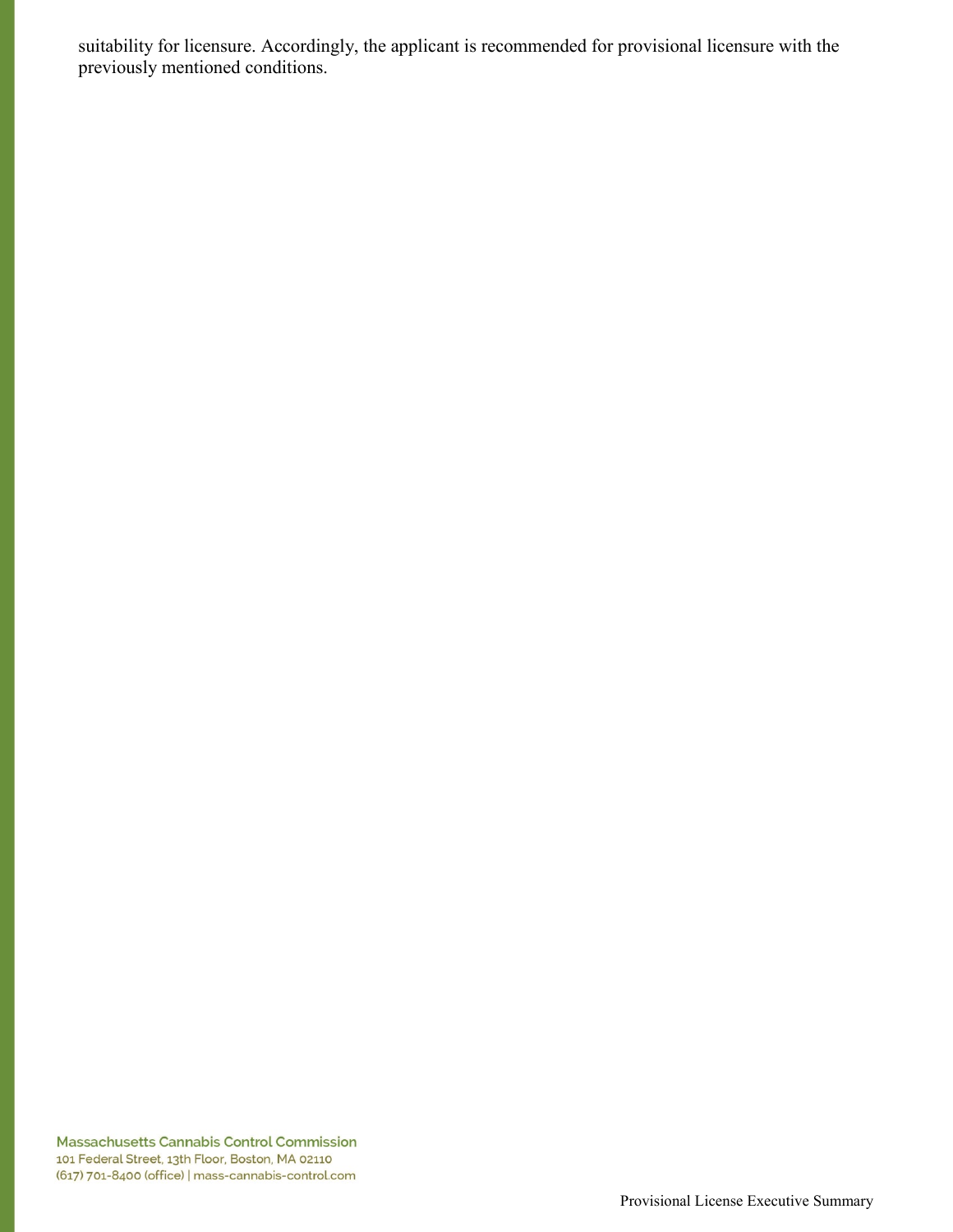suitability for licensure. Accordingly, the applicant is recommended for provisional licensure with the previously mentioned conditions.